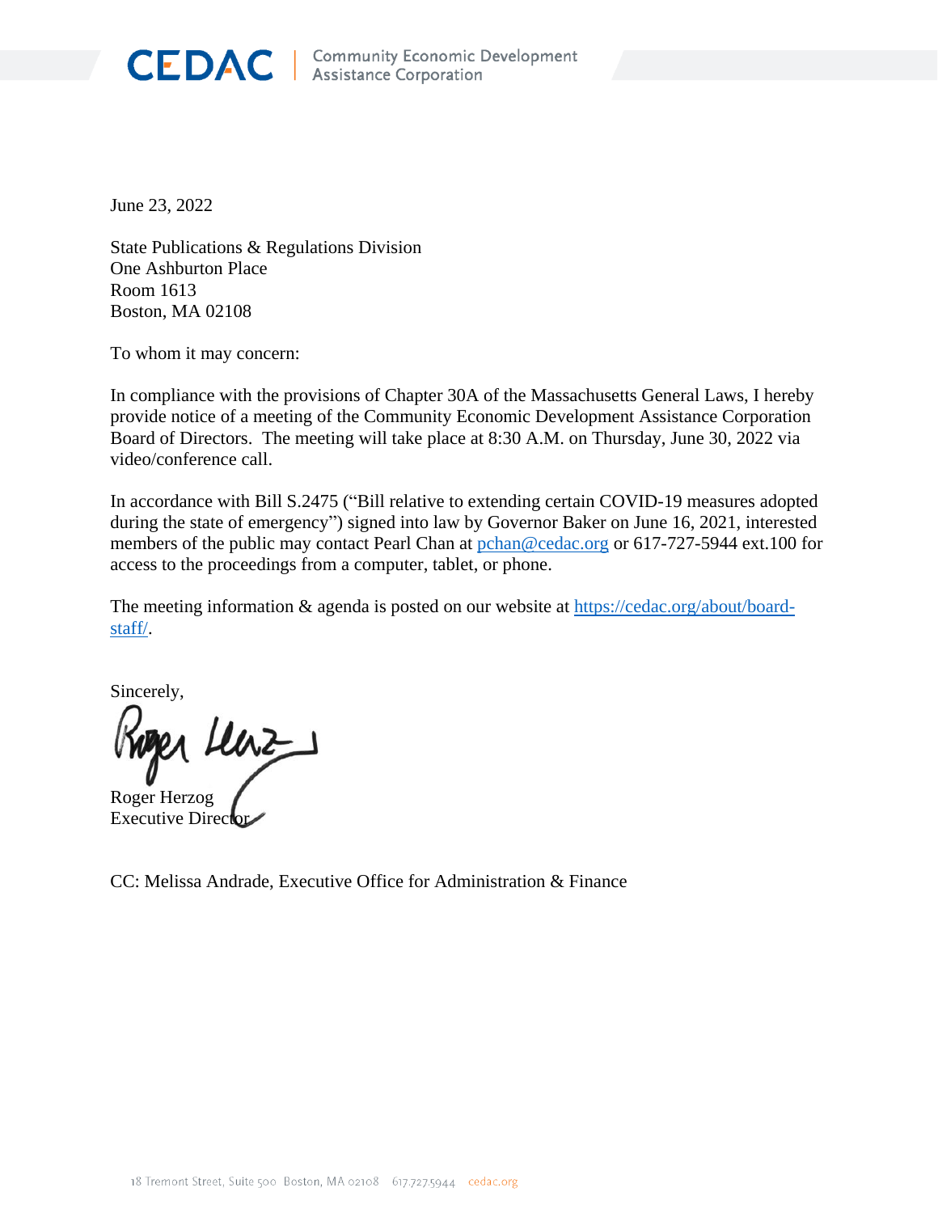CEDAC | Community Economic Development Assistance Corporation

June 23, 2022

State Publications & Regulations Division
One Ashburton Place
Room 1613
Boston, MA 02108

To whom it may concern:

In compliance with the provisions of Chapter 30A of the Massachusetts General Laws, I hereby provide notice of a meeting of the Community Economic Development Assistance Corporation Board of Directors. The meeting will take place at 8:30 A.M. on Thursday, June 30, 2022 via video/conference call.

In accordance with Bill S.2475 ("Bill relative to extending certain COVID-19 measures adopted during the state of emergency") signed into law by Governor Baker on June 16, 2021, interested members of the public may contact Pearl Chan at pchan@cedac.org or 617-727-5944 ext.100 for access to the proceedings from a computer, tablet, or phone.

The meeting information & agenda is posted on our website at https://cedac.org/about/board-staff/.

Sincerely,

Roger Herzog
Executive Director

CC: Melissa Andrade, Executive Office for Administration & Finance

18 Tremont Street, Suite 500 Boston, MA 02108 617.727.5944 cedac.org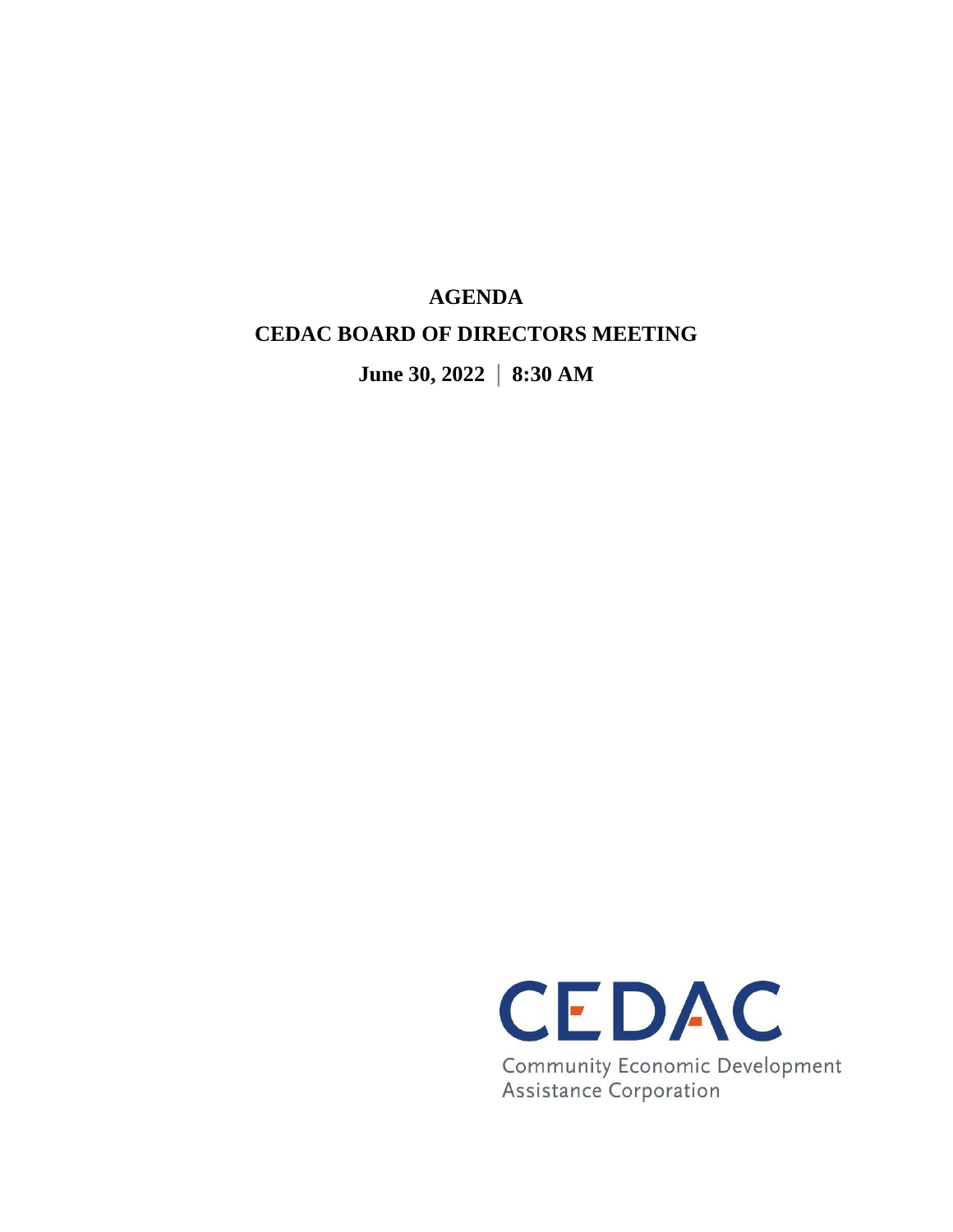# AGENDA

# CEDAC BOARD OF DIRECTORS MEETING

**June 30, 2022 | 8:30 AM**

CEDAC

Community Economic Development Assistance Corporation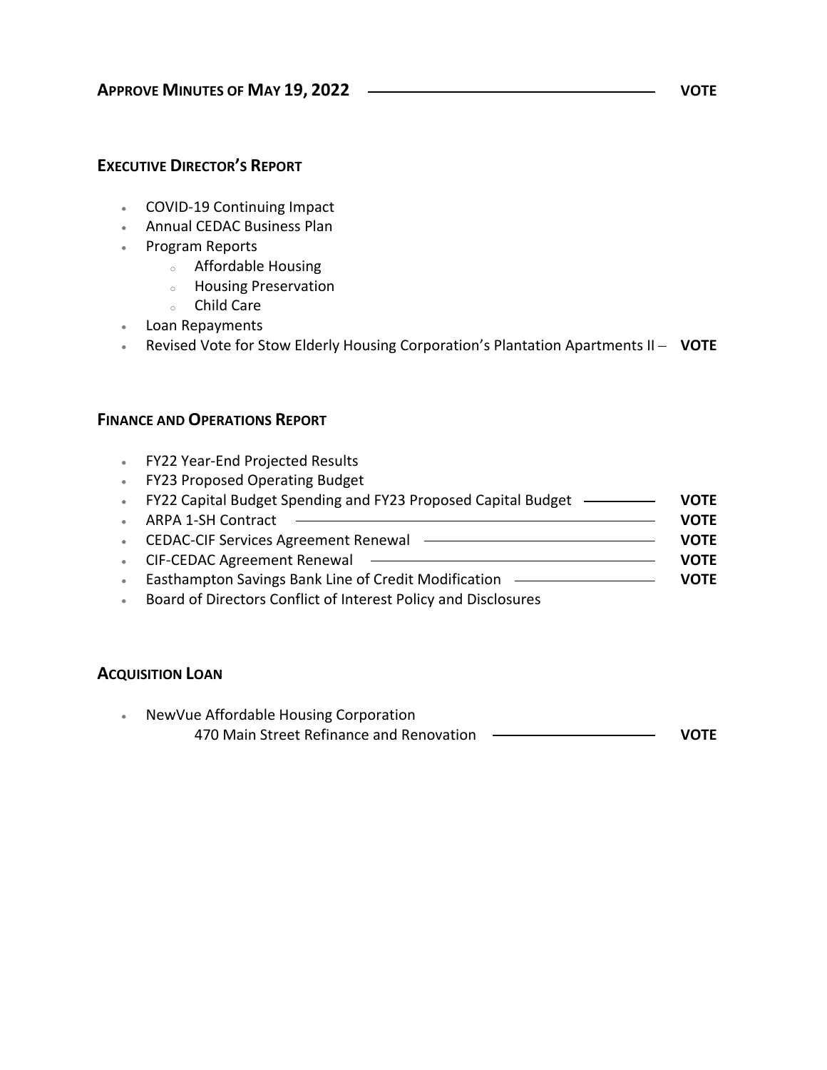## APPROVE MINUTES OF MAY 19, 2022 — VOTE

## EXECUTIVE DIRECTOR'S REPORT

- COVID-19 Continuing Impact
- Annual CEDAC Business Plan
- Program Reports
  - Affordable Housing
  - Housing Preservation
  - Child Care
- Loan Repayments
- Revised Vote for Stow Elderly Housing Corporation's Plantation Apartments II – **VOTE**

## FINANCE AND OPERATIONS REPORT

- FY22 Year-End Projected Results
- FY23 Proposed Operating Budget
- FY22 Capital Budget Spending and FY23 Proposed Capital Budget — **VOTE**
- ARPA 1-SH Contract — **VOTE**
- CEDAC-CIF Services Agreement Renewal — **VOTE**
- CIF-CEDAC Agreement Renewal — **VOTE**
- Easthampton Savings Bank Line of Credit Modification — **VOTE**
- Board of Directors Conflict of Interest Policy and Disclosures

## ACQUISITION LOAN

- NewVue Affordable Housing Corporation
  470 Main Street Refinance and Renovation — **VOTE**